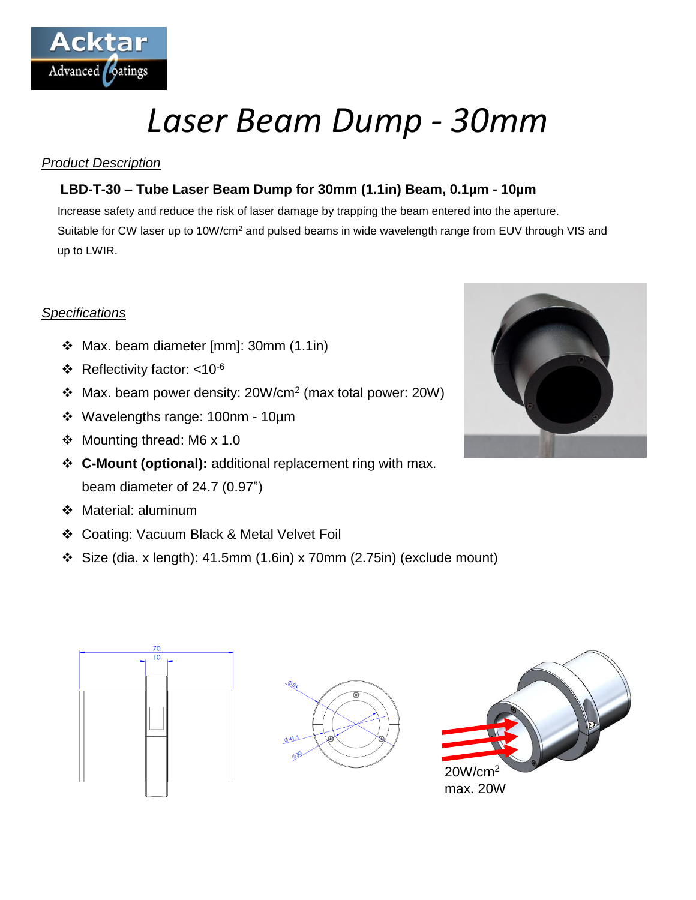Acktar Advanced Coatings

# Laser Beam Dump - 30mm

## *Product Description*

**LBD-T-30 – Tube Laser Beam Dump for 30mm (1.1in) Beam, 0.1µm - 10µm**

Increase safety and reduce the risk of laser damage by trapping the beam entered into the aperture. Suitable for CW laser up to 10W/cm$^2$ and pulsed beams in wide wavelength range from EUV through VIS and up to LWIR.

## *Specifications*

- Max. beam diameter [mm]: 30mm (1.1in)
- Reflectivity factor: <10$^{-6}$
- Max. beam power density: 20W/cm$^2$ (max total power: 20W)
- Wavelengths range: 100nm - 10µm
- Mounting thread: M6 x 1.0
- **C-Mount (optional):** additional replacement ring with max. beam diameter of 24.7 (0.97")
- Material: aluminum
- Coating: Vacuum Black & Metal Velvet Foil
- Size (dia. x length): 41.5mm (1.6in) x 70mm (2.75in) (exclude mount)

70

10

Ø55

Ø41.5

Ø30

20W/cm$^2$
max. 20W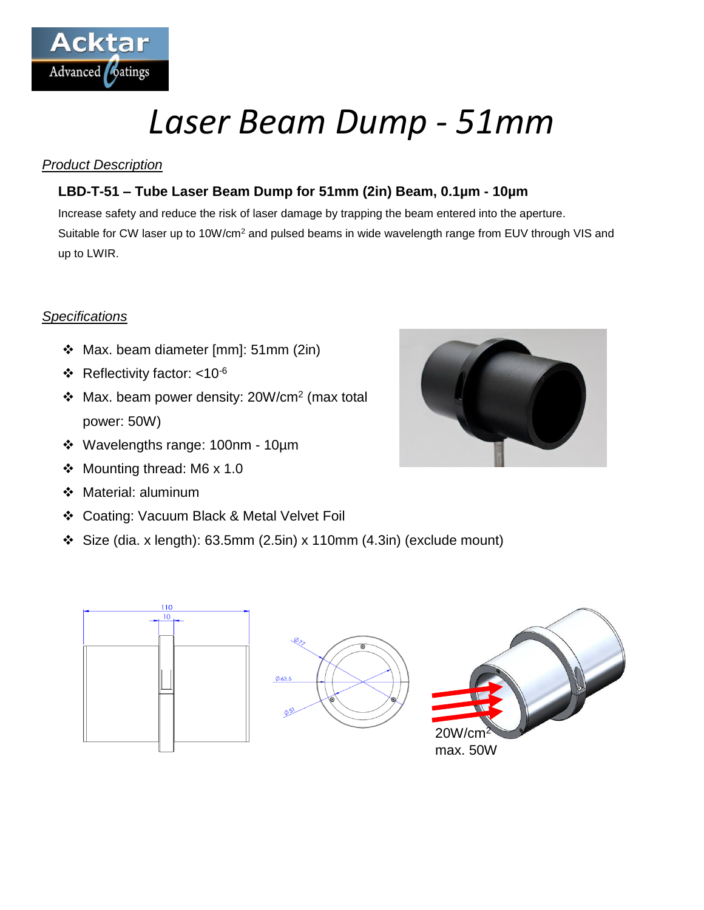# Laser Beam Dump - 51mm

*Product Description*

**LBD-T-51 – Tube Laser Beam Dump for 51mm (2in) Beam, 0.1µm - 10µm**

Increase safety and reduce the risk of laser damage by trapping the beam entered into the aperture.
Suitable for CW laser up to 10W/cm$^2$ and pulsed beams in wide wavelength range from EUV through VIS and up to LWIR.

*Specifications*

- Max. beam diameter [mm]: 51mm (2in)
- Reflectivity factor: <$10^{-6}$
- Max. beam power density: 20W/cm$^2$ (max total power: 50W)
- Wavelengths range: 100nm - 10µm
- Mounting thread: M6 x 1.0
- Material: aluminum
- Coating: Vacuum Black & Metal Velvet Foil
- Size (dia. x length): 63.5mm (2.5in) x 110mm (4.3in) (exclude mount)

20W/cm$^2$
max. 50W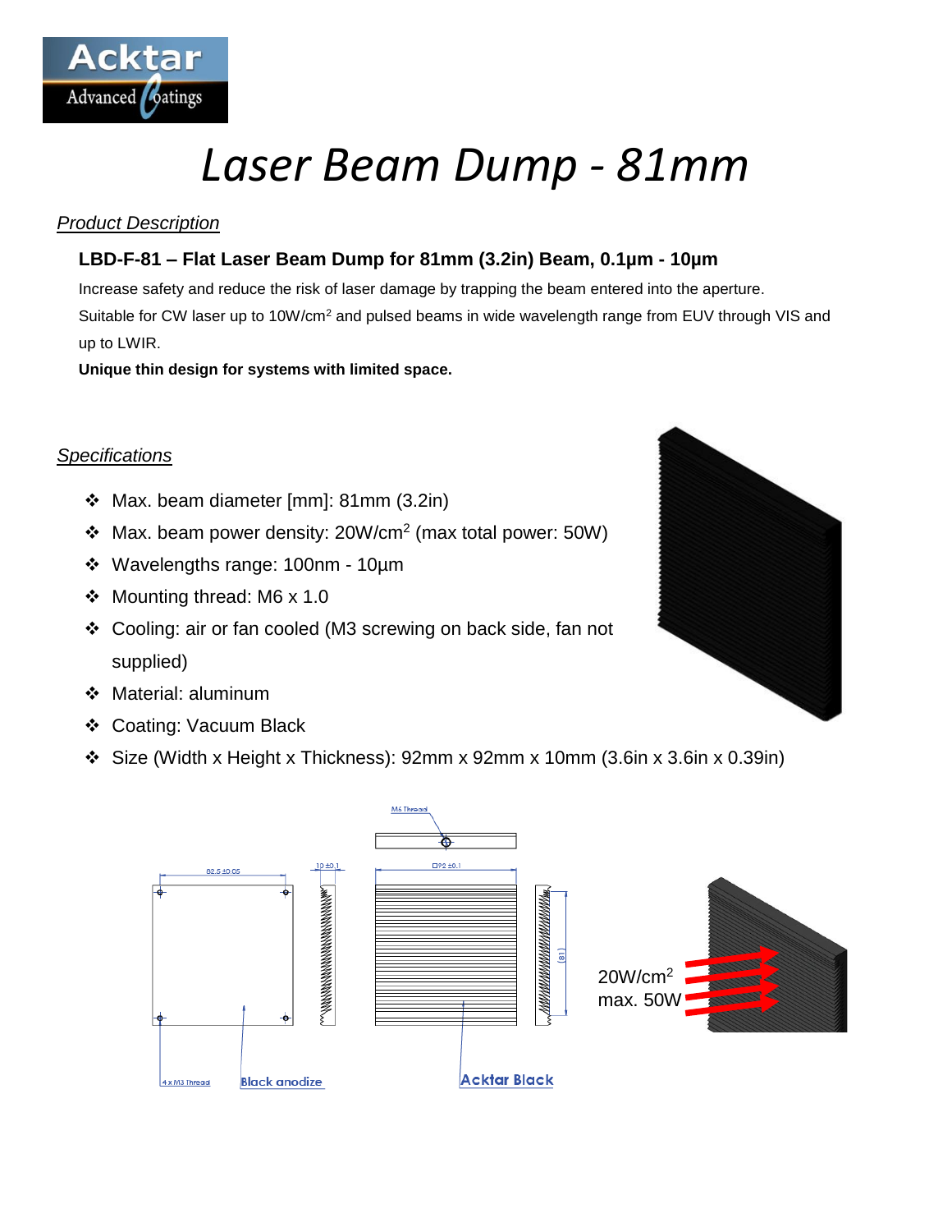# *Laser Beam Dump - 81mm*

## *Product Description*

**LBD-F-81 – Flat Laser Beam Dump for 81mm (3.2in) Beam, 0.1µm - 10µm**

Increase safety and reduce the risk of laser damage by trapping the beam entered into the aperture.

Suitable for CW laser up to 10W/cm$^2$ and pulsed beams in wide wavelength range from EUV through VIS and up to LWIR.

**Unique thin design for systems with limited space.**

## *Specifications*

- Max. beam diameter [mm]: 81mm (3.2in)
- Max. beam power density: 20W/cm$^2$ (max total power: 50W)
- Wavelengths range: 100nm - 10µm
- Mounting thread: M6 x 1.0
- Cooling: air or fan cooled (M3 screwing on back side, fan not supplied)
- Material: aluminum
- Coating: Vacuum Black
- Size (Width x Height x Thickness): 92mm x 92mm x 10mm (3.6in x 3.6in x 0.39in)

M6 Thread

82.5 ±0.05

10 ±0.1

□92 ±0.1

(81)

4 x M3 Thread

Black anodize

Acktar Black

20W/cm$^2$
max. 50W